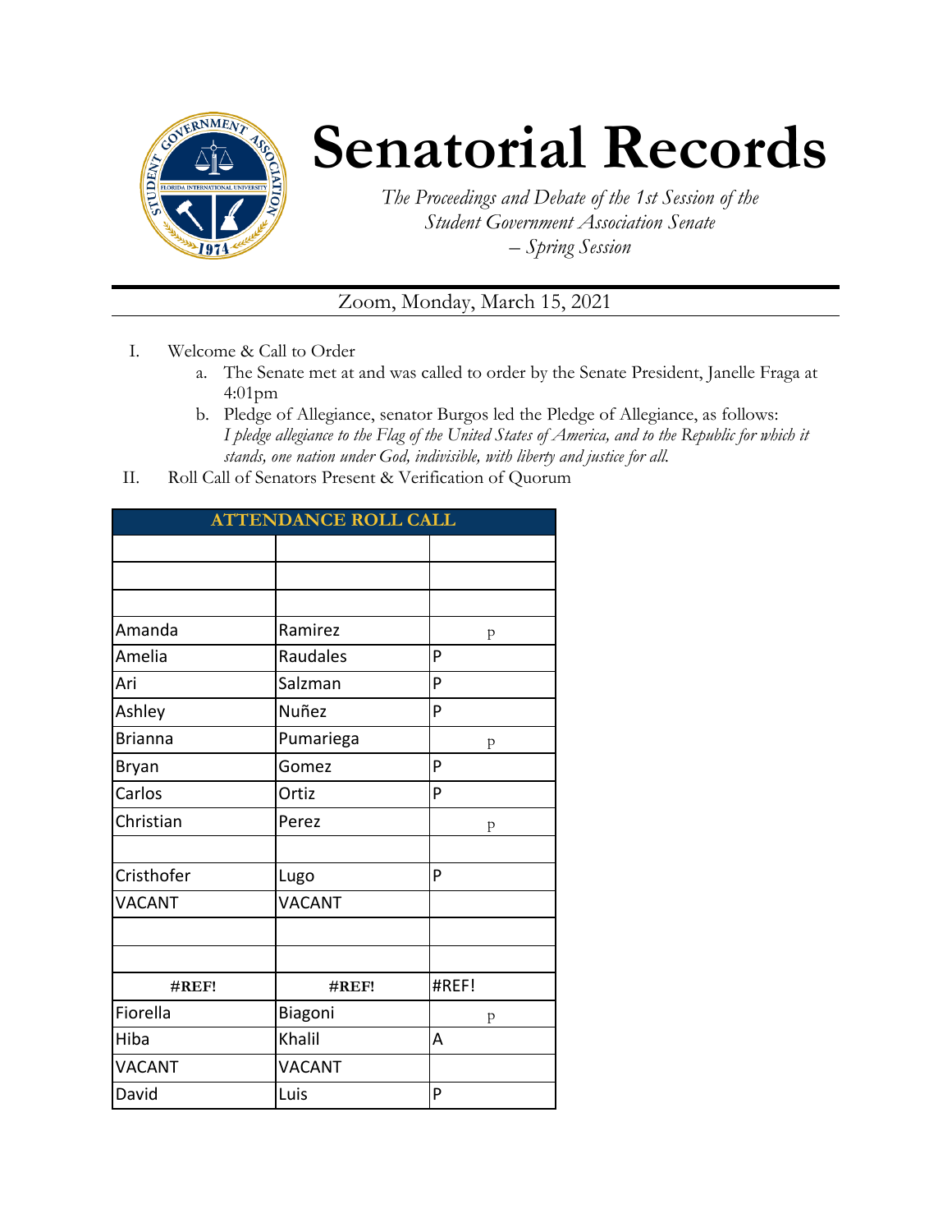# Senatorial Records

*The Proceedings and Debate of the 1st Session of the Student Government Association Senate – Spring Session*

Zoom, Monday, March 15, 2021

I. Welcome & Call to Order
   a. The Senate met at and was called to order by the Senate President, Janelle Fraga at 4:01pm
   b. Pledge of Allegiance, senator Burgos led the Pledge of Allegiance, as follows: *I pledge allegiance to the Flag of the United States of America, and to the Republic for which it stands, one nation under God, indivisible, with liberty and justice for all.*

II. Roll Call of Senators Present & Verification of Quorum

| ATTENDANCE ROLL CALL | | |
|---|---|---|
| | | |
| | | |
| | | |
| Amanda | Ramirez | P |
| Amelia | Raudales | P |
| Ari | Salzman | P |
| Ashley | Nuñez | P |
| Brianna | Pumariega | P |
| Bryan | Gomez | P |
| Carlos | Ortiz | P |
| Christian | Perez | P |
| | | |
| Cristhofer | Lugo | P |
| VACANT | VACANT | |
| | | |
| | | |
| #REF! | #REF! | #REF! |
| Fiorella | Biagoni | P |
| Hiba | Khalil | A |
| VACANT | VACANT | |
| David | Luis | P |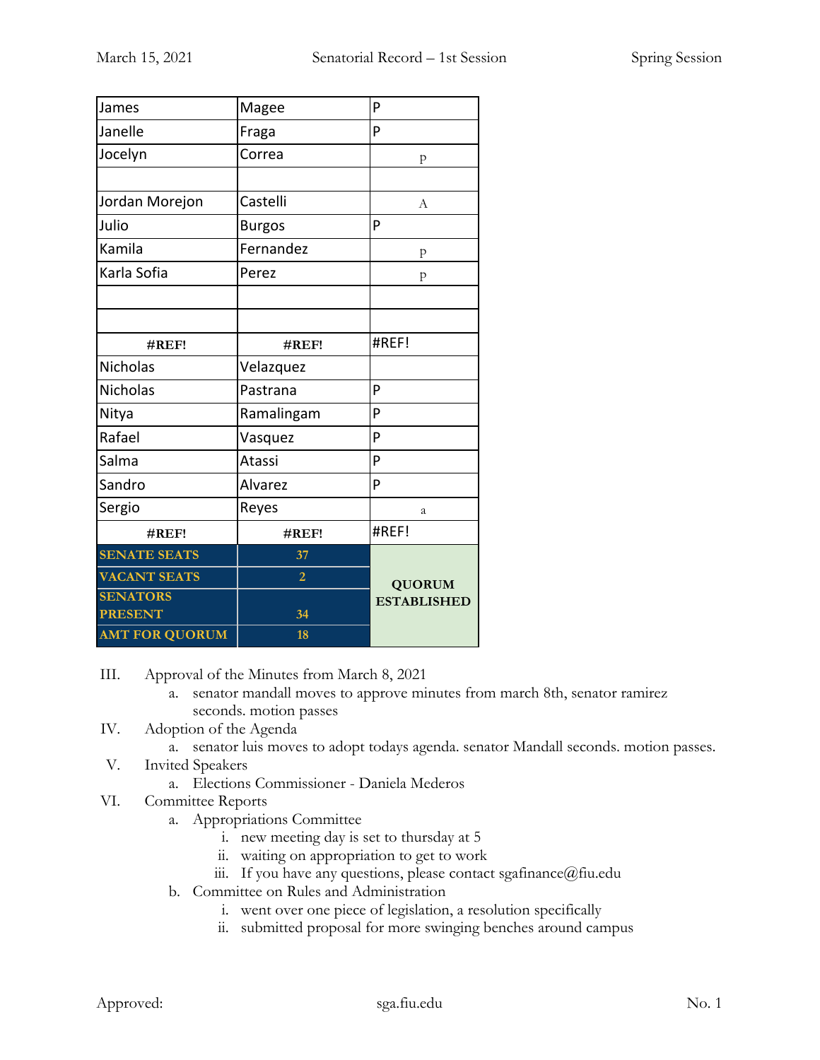| | | |
|---|---|---|
| James | Magee | P |
| Janelle | Fraga | P |
| Jocelyn | Correa | P |
| | | |
| Jordan Morejon | Castelli | A |
| Julio | Burgos | P |
| Kamila | Fernandez | P |
| Karla Sofia | Perez | P |
| | | |
| | | |
| #REF! | #REF! | #REF! |
| Nicholas | Velazquez | |
| Nicholas | Pastrana | P |
| Nitya | Ramalingam | P |
| Rafael | Vasquez | P |
| Salma | Atassi | P |
| Sandro | Alvarez | P |
| Sergio | Reyes | a |
| #REF! | #REF! | #REF! |
| **SENATE SEATS** | **37** | **QUORUM ESTABLISHED** |
| **VACANT SEATS** | **2** | |
| **SENATORS PRESENT** | **34** | |
| **AMT FOR QUORUM** | **18** | |

III. Approval of the Minutes from March 8, 2021
   a. senator mandall moves to approve minutes from march 8th, senator ramirez seconds. motion passes

IV. Adoption of the Agenda
   a. senator luis moves to adopt todays agenda. senator Mandall seconds. motion passes.

V. Invited Speakers
   a. Elections Commissioner - Daniela Mederos

VI. Committee Reports
   a. Appropriations Committee
      i. new meeting day is set to thursday at 5
      ii. waiting on appropriation to get to work
      iii. If you have any questions, please contact sgafinance@fiu.edu
   b. Committee on Rules and Administration
      i. went over one piece of legislation, a resolution specifically
      ii. submitted proposal for more swinging benches around campus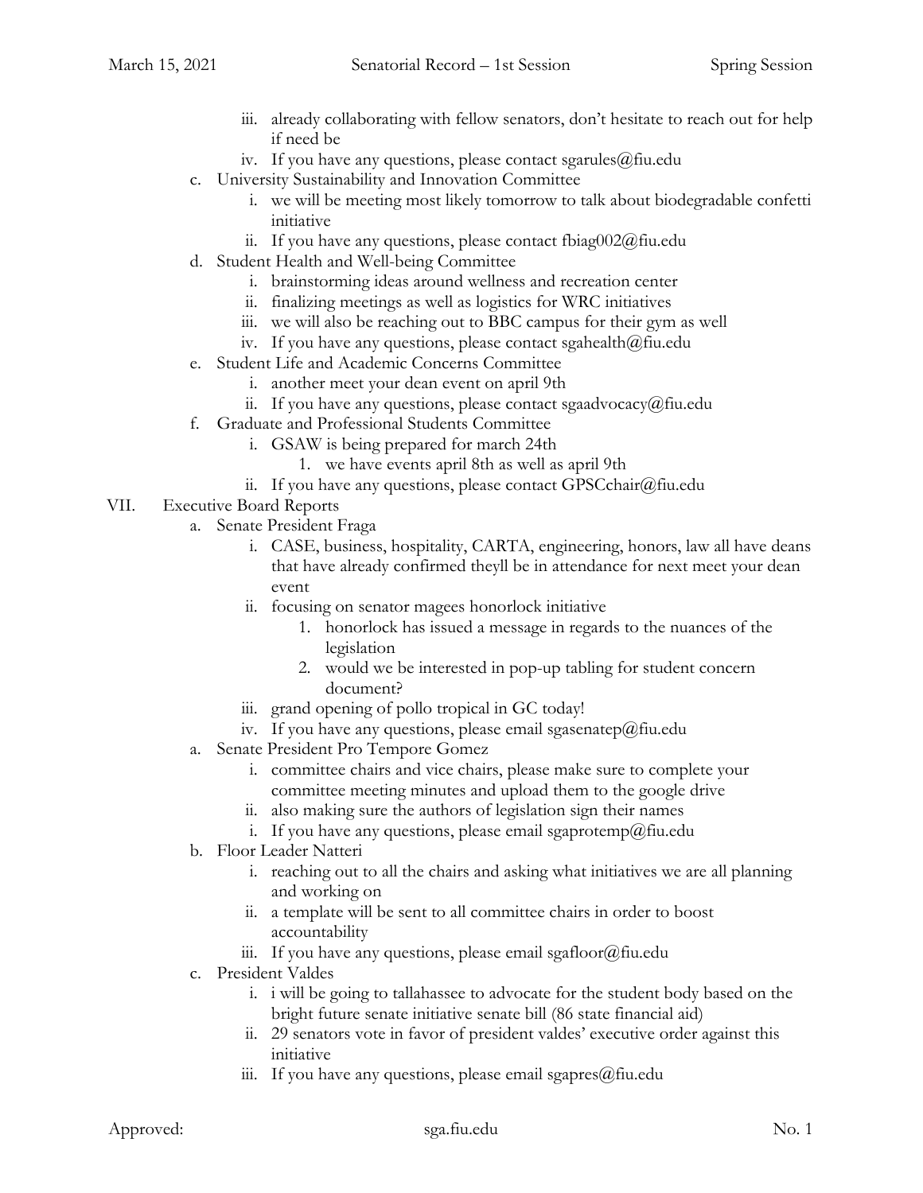iii. already collaborating with fellow senators, don't hesitate to reach out for help if need be
iv. If you have any questions, please contact sgarules@fiu.edu

c. University Sustainability and Innovation Committee
   i. we will be meeting most likely tomorrow to talk about biodegradable confetti initiative
   ii. If you have any questions, please contact fbiag002@fiu.edu

d. Student Health and Well-being Committee
   i. brainstorming ideas around wellness and recreation center
   ii. finalizing meetings as well as logistics for WRC initiatives
   iii. we will also be reaching out to BBC campus for their gym as well
   iv. If you have any questions, please contact sgahealth@fiu.edu

e. Student Life and Academic Concerns Committee
   i. another meet your dean event on april 9th
   ii. If you have any questions, please contact sgaadvocacy@fiu.edu

f. Graduate and Professional Students Committee
   i. GSAW is being prepared for march 24th
      1. we have events april 8th as well as april 9th
   ii. If you have any questions, please contact GPSCchair@fiu.edu

VII. Executive Board Reports

a. Senate President Fraga
   i. CASE, business, hospitality, CARTA, engineering, honors, law all have deans that have already confirmed theyll be in attendance for next meet your dean event
   ii. focusing on senator magees honorlock initiative
      1. honorlock has issued a message in regards to the nuances of the legislation
      2. would we be interested in pop-up tabling for student concern document?
   iii. grand opening of pollo tropical in GC today!
   iv. If you have any questions, please email sgasenatep@fiu.edu

a. Senate President Pro Tempore Gomez
   i. committee chairs and vice chairs, please make sure to complete your committee meeting minutes and upload them to the google drive
   ii. also making sure the authors of legislation sign their names
   i. If you have any questions, please email sgaprotemp@fiu.edu

b. Floor Leader Natteri
   i. reaching out to all the chairs and asking what initiatives we are all planning and working on
   ii. a template will be sent to all committee chairs in order to boost accountability
   iii. If you have any questions, please email sgafloor@fiu.edu

c. President Valdes
   i. i will be going to tallahassee to advocate for the student body based on the bright future senate initiative senate bill (86 state financial aid)
   ii. 29 senators vote in favor of president valdes' executive order against this initiative
   iii. If you have any questions, please email sgapres@fiu.edu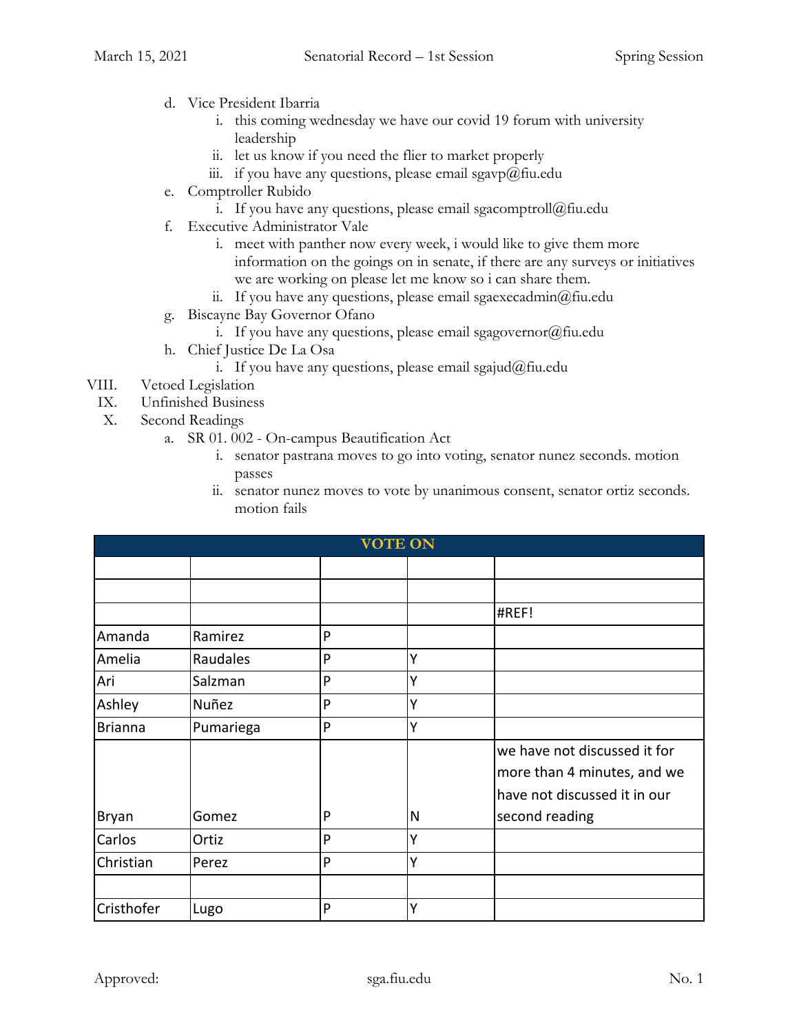d. Vice President Ibarria
   i. this coming wednesday we have our covid 19 forum with university leadership
   ii. let us know if you need the flier to market properly
   iii. if you have any questions, please email sgavp@fiu.edu
e. Comptroller Rubido
   i. If you have any questions, please email sgacomptroll@fiu.edu
f. Executive Administrator Vale
   i. meet with panther now every week, i would like to give them more information on the goings on in senate, if there are any surveys or initiatives we are working on please let me know so i can share them.
   ii. If you have any questions, please email sgaexecadmin@fiu.edu
g. Biscayne Bay Governor Ofano
   i. If you have any questions, please email sgagovernor@fiu.edu
h. Chief Justice De La Osa
   i. If you have any questions, please email sgajud@fiu.edu

VIII. Vetoed Legislation

IX. Unfinished Business

X. Second Readings

a. SR 01. 002 - On-campus Beautification Act
   i. senator pastrana moves to go into voting, senator nunez seconds. motion passes
   ii. senator nunez moves to vote by unanimous consent, senator ortiz seconds. motion fails

| VOTE ON | | | | |
|---|---|---|---|---|
| | | | | |
| | | | | |
| | | | | #REF! |
| Amanda | Ramirez | P | | |
| Amelia | Raudales | P | Y | |
| Ari | Salzman | P | Y | |
| Ashley | Nuñez | P | Y | |
| Brianna | Pumariega | P | Y | |
| Bryan | Gomez | P | N | we have not discussed it for more than 4 minutes, and we have not discussed it in our second reading |
| Carlos | Ortiz | P | Y | |
| Christian | Perez | P | Y | |
| | | | | |
| Cristhofer | Lugo | P | Y | |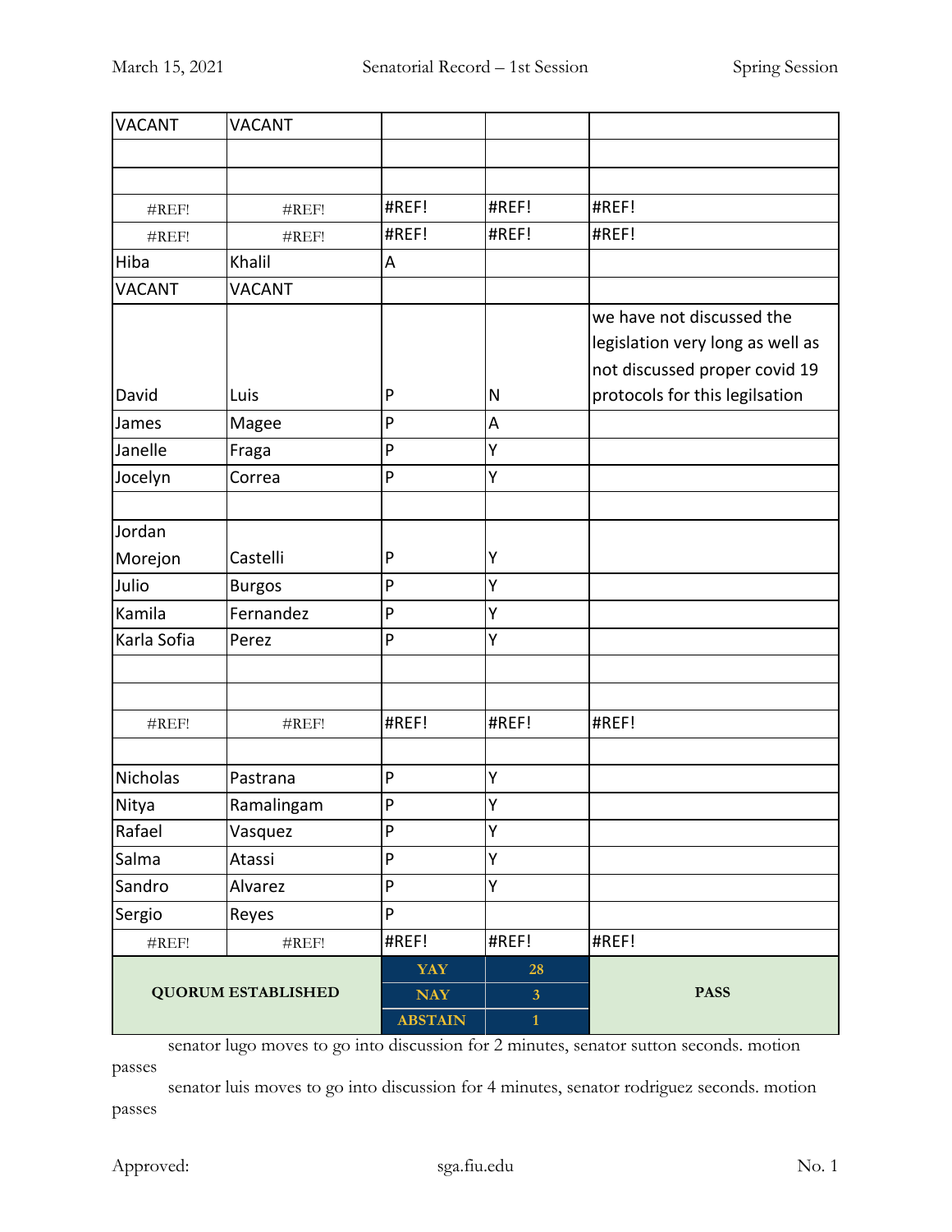| VACANT | VACANT | | | |
|---|---|---|---|---|
| | | | | |
| | | | | |
| #REF! | #REF! | #REF! | #REF! | #REF! |
| #REF! | #REF! | #REF! | #REF! | #REF! |
| Hiba | Khalil | A | | |
| VACANT | VACANT | | | |
| David | Luis | P | N | we have not discussed the legislation very long as well as not discussed proper covid 19 protocols for this legilsation |
| James | Magee | P | A | |
| Janelle | Fraga | P | Y | |
| Jocelyn | Correa | P | Y | |
| | | | | |
| Jordan Morejon | Castelli | P | Y | |
| Julio | Burgos | P | Y | |
| Kamila | Fernandez | P | Y | |
| Karla Sofia | Perez | P | Y | |
| | | | | |
| | | | | |
| #REF! | #REF! | #REF! | #REF! | #REF! |
| | | | | |
| Nicholas | Pastrana | P | Y | |
| Nitya | Ramalingam | P | Y | |
| Rafael | Vasquez | P | Y | |
| Salma | Atassi | P | Y | |
| Sandro | Alvarez | P | Y | |
| Sergio | Reyes | P | | |
| #REF! | #REF! | #REF! | #REF! | #REF! |
| **QUORUM ESTABLISHED** | | **YAY** | **28** | **PASS** |
| | | **NAY** | **3** | |
| | | **ABSTAIN** | **1** | |

senator lugo moves to go into discussion for 2 minutes, senator sutton seconds. motion passes

senator luis moves to go into discussion for 4 minutes, senator rodriguez seconds. motion passes

Approved: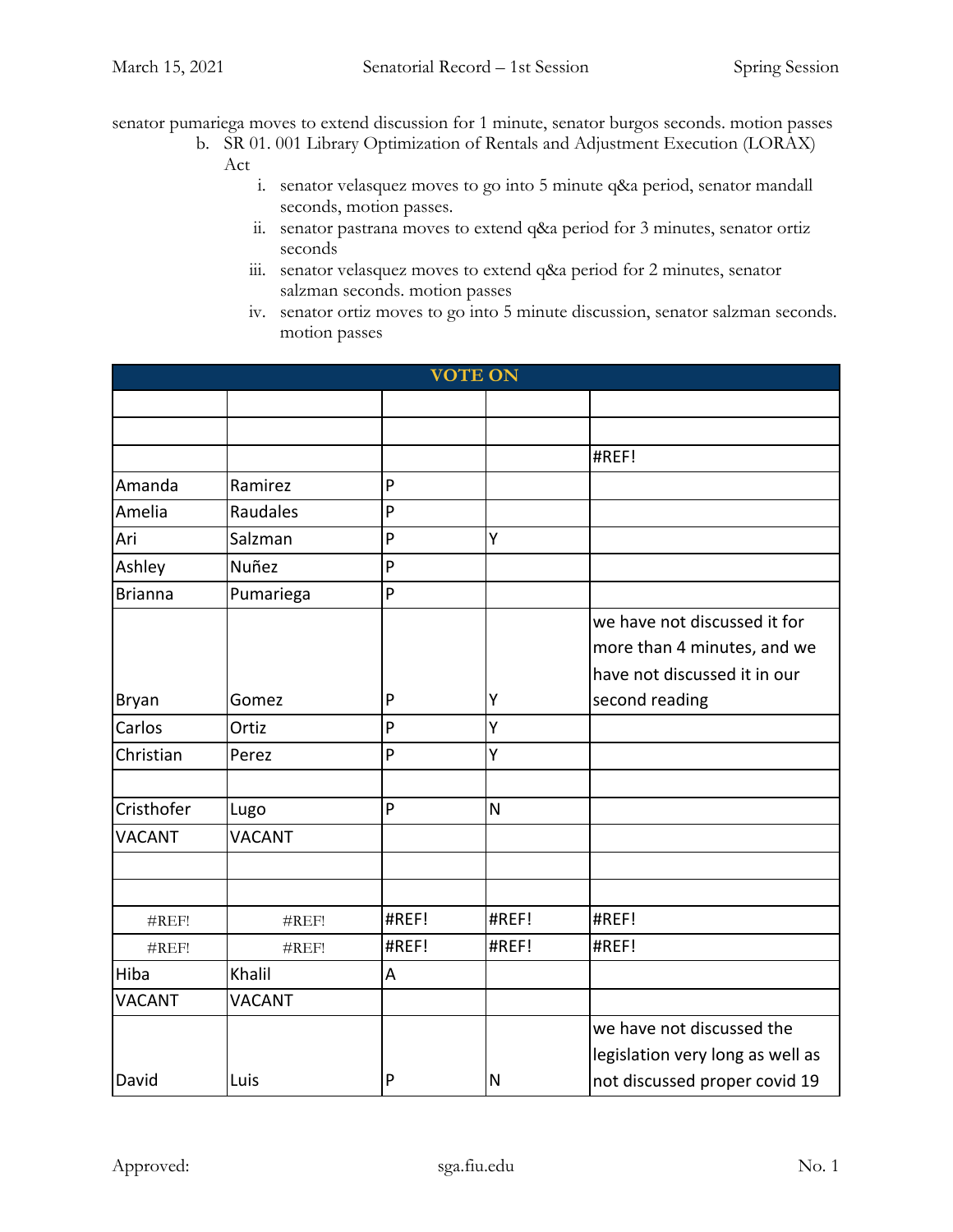senator pumariega moves to extend discussion for 1 minute, senator burgos seconds. motion passes

b. SR 01. 001 Library Optimization of Rentals and Adjustment Execution (LORAX) Act
   i. senator velasquez moves to go into 5 minute q&a period, senator mandall seconds, motion passes.
   ii. senator pastrana moves to extend q&a period for 3 minutes, senator ortiz seconds
   iii. senator velasquez moves to extend q&a period for 2 minutes, senator salzman seconds. motion passes
   iv. senator ortiz moves to go into 5 minute discussion, senator salzman seconds. motion passes

| VOTE ON | | | | |
|---|---|---|---|---|
| | | | | |
| | | | | |
| | | | | #REF! |
| Amanda | Ramirez | P | | |
| Amelia | Raudales | P | | |
| Ari | Salzman | P | Y | |
| Ashley | Nuñez | P | | |
| Brianna | Pumariega | P | | |
| Bryan | Gomez | P | Y | we have not discussed it for more than 4 minutes, and we have not discussed it in our second reading |
| Carlos | Ortiz | P | Y | |
| Christian | Perez | P | Y | |
| | | | | |
| Cristhofer | Lugo | P | N | |
| VACANT | VACANT | | | |
| | | | | |
| | | | | |
| #REF! | #REF! | #REF! | #REF! | #REF! |
| #REF! | #REF! | #REF! | #REF! | #REF! |
| Hiba | Khalil | A | | |
| VACANT | VACANT | | | |
| David | Luis | P | N | we have not discussed the legislation very long as well as not discussed proper covid 19 |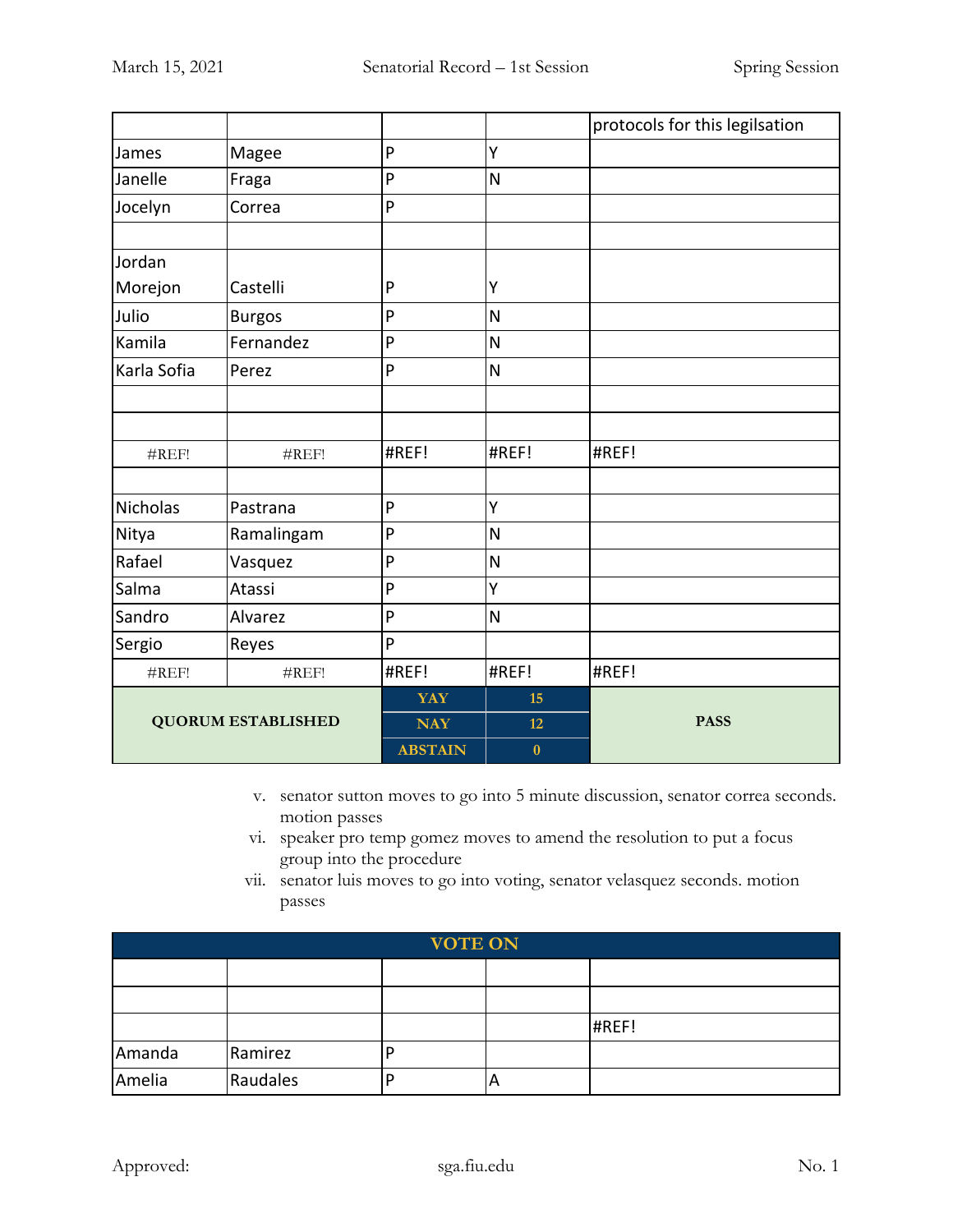| | | | | protocols for this legilsation |
|---|---|---|---|---|
| James | Magee | P | Y | |
| Janelle | Fraga | P | N | |
| Jocelyn | Correa | P | | |
| | | | | |
| Jordan Morejon | Castelli | P | Y | |
| Julio | Burgos | P | N | |
| Kamila | Fernandez | P | N | |
| Karla Sofia | Perez | P | N | |
| | | | | |
| | | | | |
| #REF! | #REF! | #REF! | #REF! | #REF! |
| | | | | |
| Nicholas | Pastrana | P | Y | |
| Nitya | Ramalingam | P | N | |
| Rafael | Vasquez | P | N | |
| Salma | Atassi | P | Y | |
| Sandro | Alvarez | P | N | |
| Sergio | Reyes | P | | |
| #REF! | #REF! | #REF! | #REF! | #REF! |
| **QUORUM ESTABLISHED** | | **YAY** | **15** | **PASS** |
| | | **NAY** | **12** | |
| | | **ABSTAIN** | **0** | |

v. senator sutton moves to go into 5 minute discussion, senator correa seconds. motion passes
vi. speaker pro temp gomez moves to amend the resolution to put a focus group into the procedure
vii. senator luis moves to go into voting, senator velasquez seconds. motion passes

| **VOTE ON** | | | | |
|---|---|---|---|---|
| | | | | |
| | | | | |
| | | | | #REF! |
| Amanda | Ramirez | P | | |
| Amelia | Raudales | P | A | |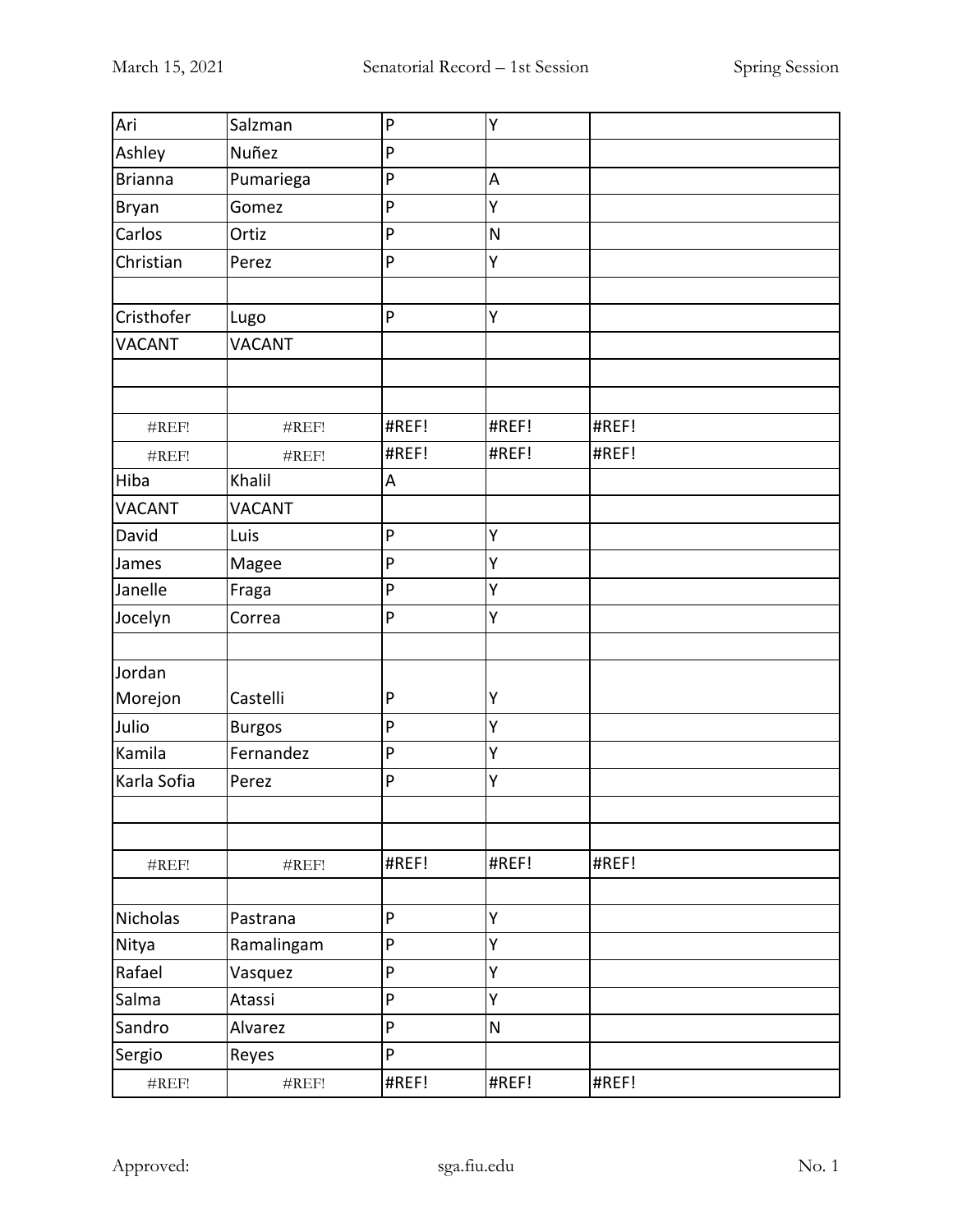| Ari | Salzman | P | Y | |
|---|---|---|---|---|
| Ashley | Nuñez | P | | |
| Brianna | Pumariega | P | A | |
| Bryan | Gomez | P | Y | |
| Carlos | Ortiz | P | N | |
| Christian | Perez | P | Y | |
| | | | | |
| Cristhofer | Lugo | P | Y | |
| VACANT | VACANT | | | |
| | | | | |
| | | | | |
| #REF! | #REF! | #REF! | #REF! | #REF! |
| #REF! | #REF! | #REF! | #REF! | #REF! |
| Hiba | Khalil | A | | |
| VACANT | VACANT | | | |
| David | Luis | P | Y | |
| James | Magee | P | Y | |
| Janelle | Fraga | P | Y | |
| Jocelyn | Correa | P | Y | |
| | | | | |
| Jordan Morejon | Castelli | P | Y | |
| Julio | Burgos | P | Y | |
| Kamila | Fernandez | P | Y | |
| Karla Sofia | Perez | P | Y | |
| | | | | |
| | | | | |
| #REF! | #REF! | #REF! | #REF! | #REF! |
| | | | | |
| Nicholas | Pastrana | P | Y | |
| Nitya | Ramalingam | P | Y | |
| Rafael | Vasquez | P | Y | |
| Salma | Atassi | P | Y | |
| Sandro | Alvarez | P | N | |
| Sergio | Reyes | P | | |
| #REF! | #REF! | #REF! | #REF! | #REF! |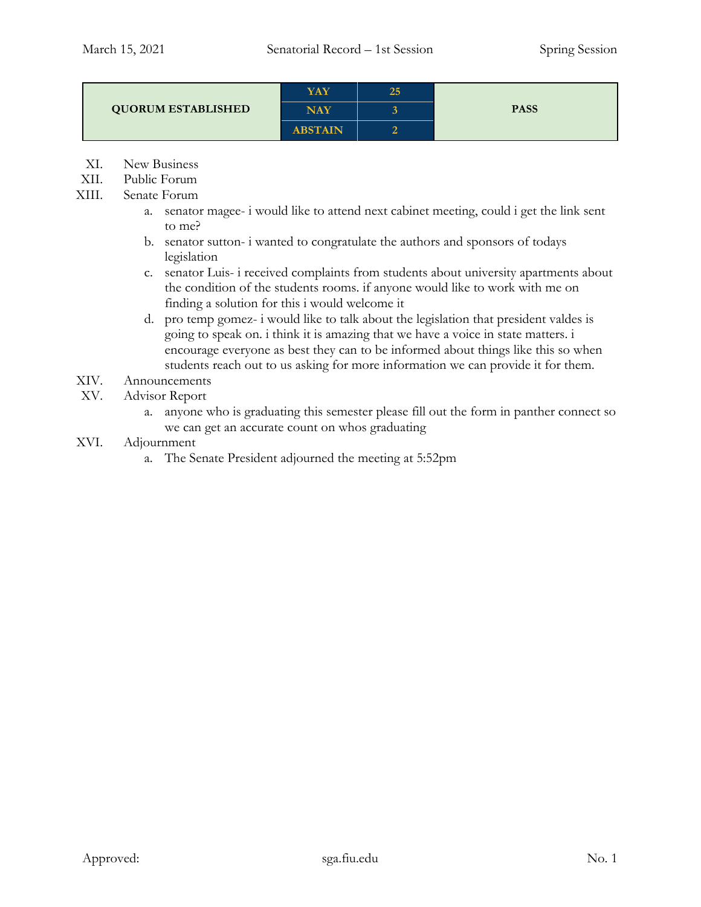| | | | |
|---|---|---|---|
| QUORUM ESTABLISHED | YAY | 25 | PASS |
| | NAY | 3 | |
| | ABSTAIN | 2 | |

XI. New Business

XII. Public Forum

XIII. Senate Forum

a. senator magee- i would like to attend next cabinet meeting, could i get the link sent to me?

b. senator sutton- i wanted to congratulate the authors and sponsors of todays legislation

c. senator Luis- i received complaints from students about university apartments about the condition of the students rooms. if anyone would like to work with me on finding a solution for this i would welcome it

d. pro temp gomez- i would like to talk about the legislation that president valdes is going to speak on. i think it is amazing that we have a voice in state matters. i encourage everyone as best they can to be informed about things like this so when students reach out to us asking for more information we can provide it for them.

XIV. Announcements

XV. Advisor Report

a. anyone who is graduating this semester please fill out the form in panther connect so we can get an accurate count on whos graduating

XVI. Adjournment

a. The Senate President adjourned the meeting at 5:52pm

Approved: